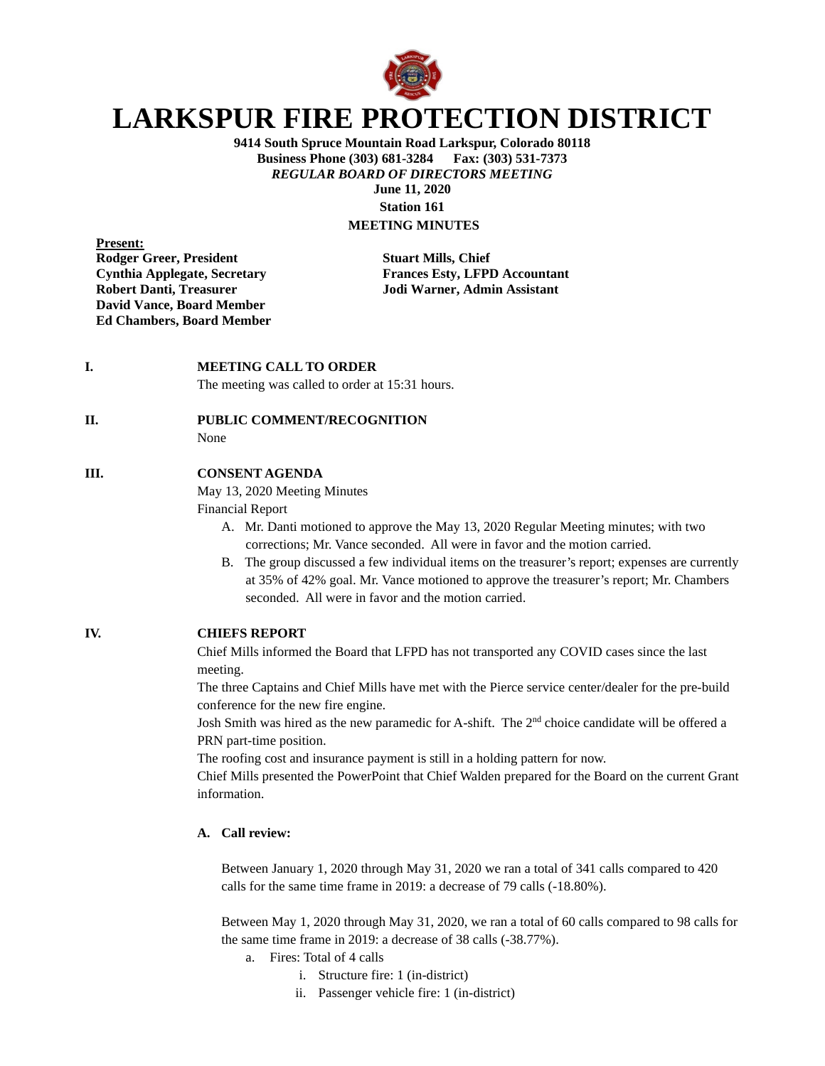# LARKSPUR FIRE PROTECTION DISTRICT

**9414 South Spruce Mountain Road Larkspur, Colorado 80118**
**Business Phone (303) 681-3284 Fax: (303) 531-7373**
***REGULAR BOARD OF DIRECTORS MEETING***
**June 11, 2020**
**Station 161**
**MEETING MINUTES**

**Present:**

**Rodger Greer, President**
**Cynthia Applegate, Secretary**
**Robert Danti, Treasurer**
**David Vance, Board Member**
**Ed Chambers, Board Member**

**Stuart Mills, Chief**
**Frances Esty, LFPD Accountant**
**Jodi Warner, Admin Assistant**

## I. MEETING CALL TO ORDER

The meeting was called to order at 15:31 hours.

## II. PUBLIC COMMENT/RECOGNITION

None

## III. CONSENT AGENDA

May 13, 2020 Meeting Minutes
Financial Report

A. Mr. Danti motioned to approve the May 13, 2020 Regular Meeting minutes; with two corrections; Mr. Vance seconded. All were in favor and the motion carried.
B. The group discussed a few individual items on the treasurer's report; expenses are currently at 35% of 42% goal. Mr. Vance motioned to approve the treasurer's report; Mr. Chambers seconded. All were in favor and the motion carried.

## IV. CHIEFS REPORT

Chief Mills informed the Board that LFPD has not transported any COVID cases since the last meeting.

The three Captains and Chief Mills have met with the Pierce service center/dealer for the pre-build conference for the new fire engine.

Josh Smith was hired as the new paramedic for A-shift. The 2nd choice candidate will be offered a PRN part-time position.

The roofing cost and insurance payment is still in a holding pattern for now.

Chief Mills presented the PowerPoint that Chief Walden prepared for the Board on the current Grant information.

### A. Call review:

Between January 1, 2020 through May 31, 2020 we ran a total of 341 calls compared to 420 calls for the same time frame in 2019: a decrease of 79 calls (-18.80%).

Between May 1, 2020 through May 31, 2020, we ran a total of 60 calls compared to 98 calls for the same time frame in 2019: a decrease of 38 calls (-38.77%).

a. Fires: Total of 4 calls
    i. Structure fire: 1 (in-district)
    ii. Passenger vehicle fire: 1 (in-district)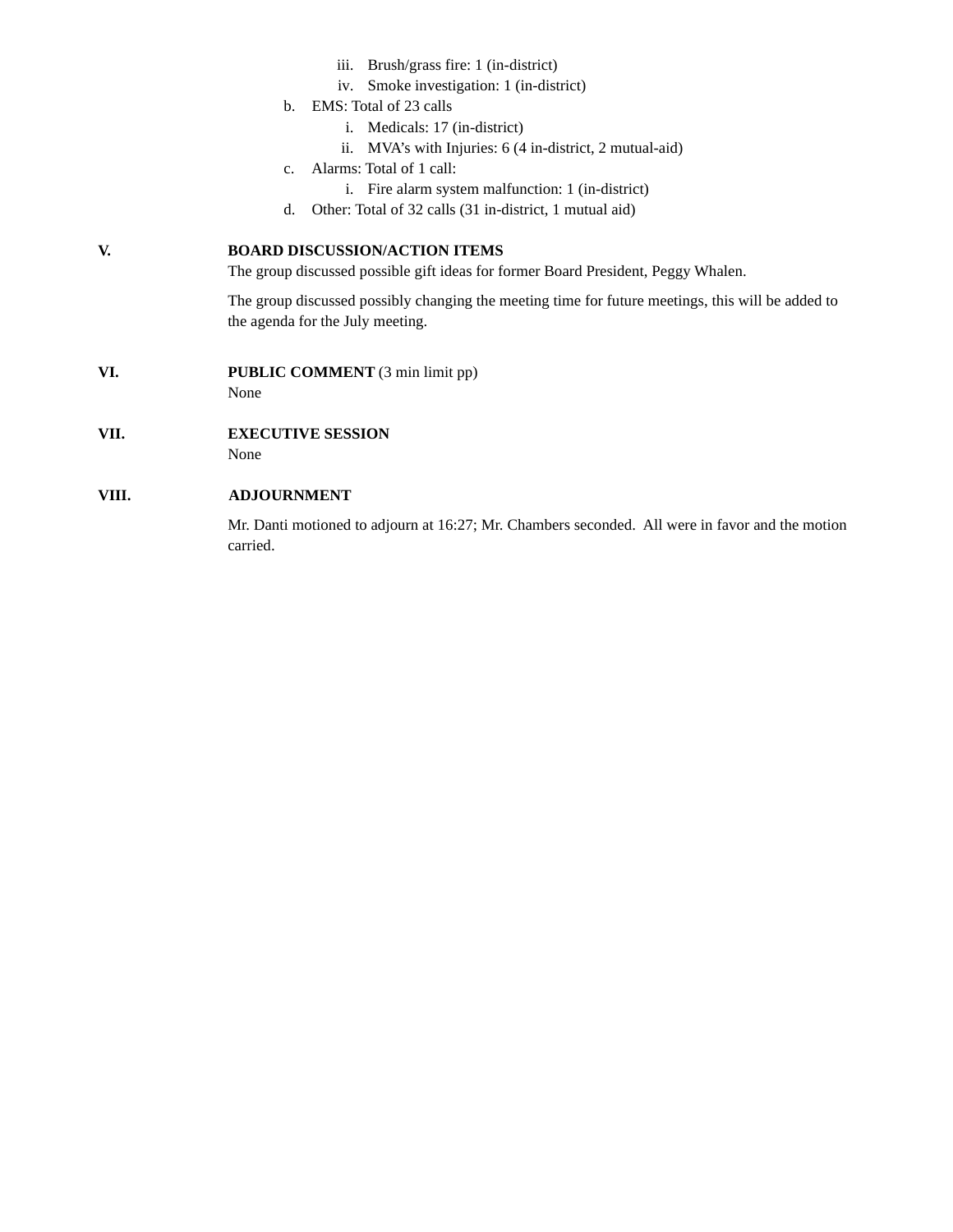iii. Brush/grass fire: 1 (in-district)
   iv. Smoke investigation: 1 (in-district)

b. EMS: Total of 23 calls
   i. Medicals: 17 (in-district)
   ii. MVA's with Injuries: 6 (4 in-district, 2 mutual-aid)

c. Alarms: Total of 1 call:
   i. Fire alarm system malfunction: 1 (in-district)

d. Other: Total of 32 calls (31 in-district, 1 mutual aid)

**V. BOARD DISCUSSION/ACTION ITEMS**

The group discussed possible gift ideas for former Board President, Peggy Whalen.

The group discussed possibly changing the meeting time for future meetings, this will be added to the agenda for the July meeting.

**VI. PUBLIC COMMENT** (3 min limit pp)

None

**VII. EXECUTIVE SESSION**

None

**VIII. ADJOURNMENT**

Mr. Danti motioned to adjourn at 16:27; Mr. Chambers seconded. All were in favor and the motion carried.